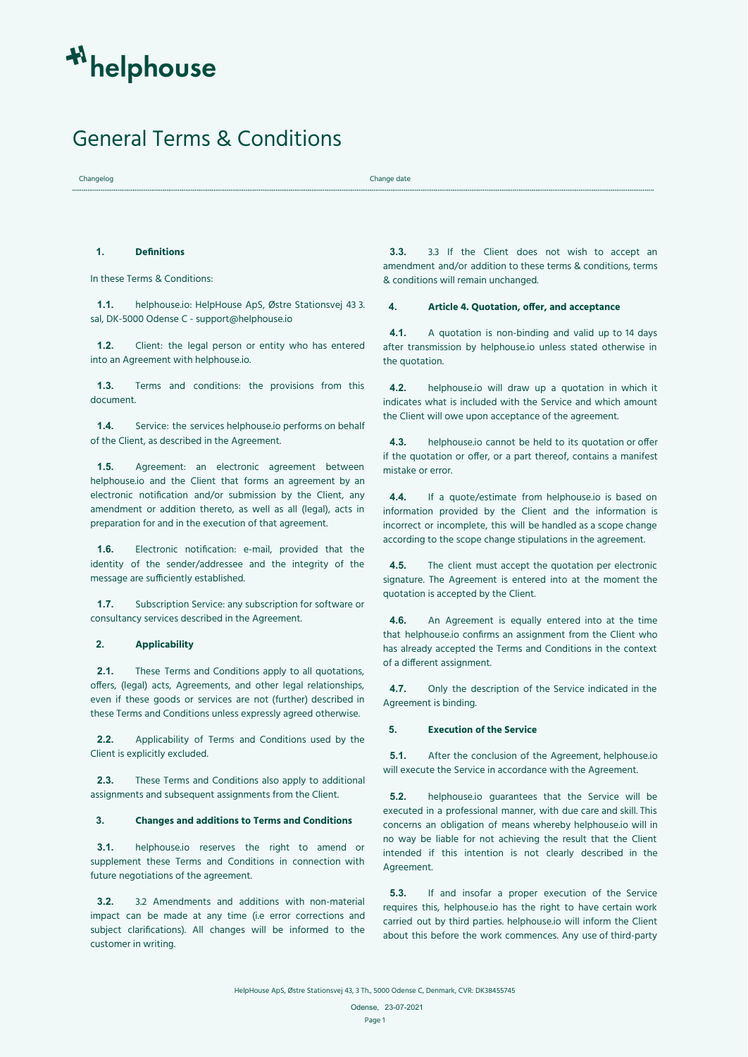# General Terms & Conditions

| Changelog | Change date |
| --- | --- |

**1. Definitions**

In these Terms & Conditions:

**1.1.** helphouse.io: HelpHouse ApS, Østre Stationsvej 43 3. sal, DK-5000 Odense C - support@helphouse.io

**1.2.** Client: the legal person or entity who has entered into an Agreement with helphouse.io.

**1.3.** Terms and conditions: the provisions from this document.

**1.4.** Service: the services helphouse.io performs on behalf of the Client, as described in the Agreement.

**1.5.** Agreement: an electronic agreement between helphouse.io and the Client that forms an agreement by an electronic notification and/or submission by the Client, any amendment or addition thereto, as well as all (legal), acts in preparation for and in the execution of that agreement.

**1.6.** Electronic notification: e-mail, provided that the identity of the sender/addressee and the integrity of the message are sufficiently established.

**1.7.** Subscription Service: any subscription for software or consultancy services described in the Agreement.

**2. Applicability**

**2.1.** These Terms and Conditions apply to all quotations, offers, (legal) acts, Agreements, and other legal relationships, even if these goods or services are not (further) described in these Terms and Conditions unless expressly agreed otherwise.

**2.2.** Applicability of Terms and Conditions used by the Client is explicitly excluded.

**2.3.** These Terms and Conditions also apply to additional assignments and subsequent assignments from the Client.

**3. Changes and additions to Terms and Conditions**

**3.1.** helphouse.io reserves the right to amend or supplement these Terms and Conditions in connection with future negotiations of the agreement.

**3.2.** 3.2 Amendments and additions with non-material impact can be made at any time (i.e error corrections and subject clarifications). All changes will be informed to the customer in writing.

**3.3.** 3.3 If the Client does not wish to accept an amendment and/or addition to these terms & conditions, terms & conditions will remain unchanged.

**4. Article 4. Quotation, offer, and acceptance**

**4.1.** A quotation is non-binding and valid up to 14 days after transmission by helphouse.io unless stated otherwise in the quotation.

**4.2.** helphouse.io will draw up a quotation in which it indicates what is included with the Service and which amount the Client will owe upon acceptance of the agreement.

**4.3.** helphouse.io cannot be held to its quotation or offer if the quotation or offer, or a part thereof, contains a manifest mistake or error.

**4.4.** If a quote/estimate from helphouse.io is based on information provided by the Client and the information is incorrect or incomplete, this will be handled as a scope change according to the scope change stipulations in the agreement.

**4.5.** The client must accept the quotation per electronic signature. The Agreement is entered into at the moment the quotation is accepted by the Client.

**4.6.** An Agreement is equally entered into at the time that helphouse.io confirms an assignment from the Client who has already accepted the Terms and Conditions in the context of a different assignment.

**4.7.** Only the description of the Service indicated in the Agreement is binding.

**5. Execution of the Service**

**5.1.** After the conclusion of the Agreement, helphouse.io will execute the Service in accordance with the Agreement.

**5.2.** helphouse.io guarantees that the Service will be executed in a professional manner, with due care and skill. This concerns an obligation of means whereby helphouse.io will in no way be liable for not achieving the result that the Client intended if this intention is not clearly described in the Agreement.

**5.3.** If and insofar a proper execution of the Service requires this, helphouse.io has the right to have certain work carried out by third parties. helphouse.io will inform the Client about this before the work commences. Any use of third-party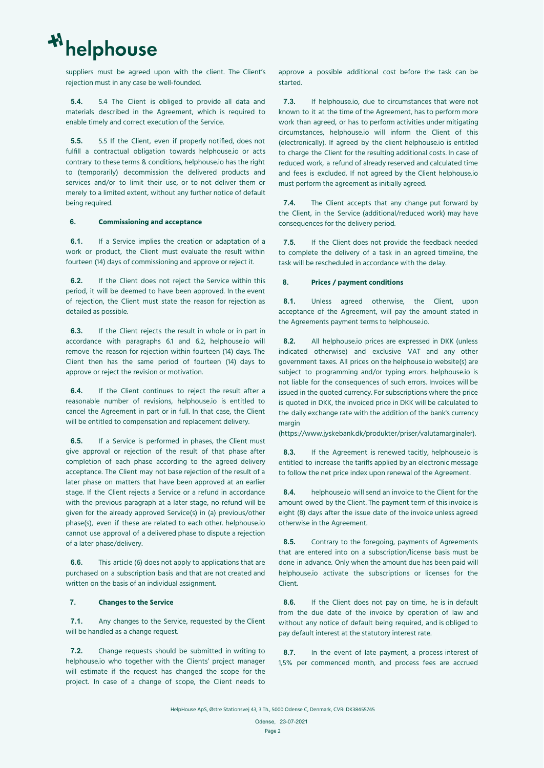suppliers must be agreed upon with the client. The Client's rejection must in any case be well-founded.

**5.4.** 5.4 The Client is obliged to provide all data and materials described in the Agreement, which is required to enable timely and correct execution of the Service.

**5.5.** 5.5 If the Client, even if properly notified, does not fulfill a contractual obligation towards helphouse.io or acts contrary to these terms & conditions, helphouse.io has the right to (temporarily) decommission the delivered products and services and/or to limit their use, or to not deliver them or merely to a limited extent, without any further notice of default being required.

## 6. Commissioning and acceptance

**6.1.** If a Service implies the creation or adaptation of a work or product, the Client must evaluate the result within fourteen (14) days of commissioning and approve or reject it.

**6.2.** If the Client does not reject the Service within this period, it will be deemed to have been approved. In the event of rejection, the Client must state the reason for rejection as detailed as possible.

**6.3.** If the Client rejects the result in whole or in part in accordance with paragraphs 6.1 and 6.2, helphouse.io will remove the reason for rejection within fourteen (14) days. The Client then has the same period of fourteen (14) days to approve or reject the revision or motivation.

**6.4.** If the Client continues to reject the result after a reasonable number of revisions, helphouse.io is entitled to cancel the Agreement in part or in full. In that case, the Client will be entitled to compensation and replacement delivery.

**6.5.** If a Service is performed in phases, the Client must give approval or rejection of the result of that phase after completion of each phase according to the agreed delivery acceptance. The Client may not base rejection of the result of a later phase on matters that have been approved at an earlier stage. If the Client rejects a Service or a refund in accordance with the previous paragraph at a later stage, no refund will be given for the already approved Service(s) in (a) previous/other phase(s), even if these are related to each other. helphouse.io cannot use approval of a delivered phase to dispute a rejection of a later phase/delivery.

**6.6.** This article (6) does not apply to applications that are purchased on a subscription basis and that are not created and written on the basis of an individual assignment.

## 7. Changes to the Service

**7.1.** Any changes to the Service, requested by the Client will be handled as a change request.

**7.2.** Change requests should be submitted in writing to helphouse.io who together with the Clients' project manager will estimate if the request has changed the scope for the project. In case of a change of scope, the Client needs to approve a possible additional cost before the task can be started.

**7.3.** If helphouse.io, due to circumstances that were not known to it at the time of the Agreement, has to perform more work than agreed, or has to perform activities under mitigating circumstances, helphouse.io will inform the Client of this (electronically). If agreed by the client helphouse.io is entitled to charge the Client for the resulting additional costs. In case of reduced work, a refund of already reserved and calculated time and fees is excluded. If not agreed by the Client helphouse.io must perform the agreement as initially agreed.

**7.4.** The Client accepts that any change put forward by the Client, in the Service (additional/reduced work) may have consequences for the delivery period.

**7.5.** If the Client does not provide the feedback needed to complete the delivery of a task in an agreed timeline, the task will be rescheduled in accordance with the delay.

## 8. Prices / payment conditions

**8.1.** Unless agreed otherwise, the Client, upon acceptance of the Agreement, will pay the amount stated in the Agreements payment terms to helphouse.io.

**8.2.** All helphouse.io prices are expressed in DKK (unless indicated otherwise) and exclusive VAT and any other government taxes. All prices on the helphouse.io website(s) are subject to programming and/or typing errors. helphouse.io is not liable for the consequences of such errors. Invoices will be issued in the quoted currency. For subscriptions where the price is quoted in DKK, the invoiced price in DKK will be calculated to the daily exchange rate with the addition of the bank's currency margin (https://www.jyskebank.dk/produkter/priser/valutamarginaler).

**8.3.** If the Agreement is renewed tacitly, helphouse.io is entitled to increase the tariffs applied by an electronic message to follow the net price index upon renewal of the Agreement.

**8.4.** helphouse.io will send an invoice to the Client for the amount owed by the Client. The payment term of this invoice is eight (8) days after the issue date of the invoice unless agreed otherwise in the Agreement.

**8.5.** Contrary to the foregoing, payments of Agreements that are entered into on a subscription/license basis must be done in advance. Only when the amount due has been paid will helphouse.io activate the subscriptions or licenses for the Client.

**8.6.** If the Client does not pay on time, he is in default from the due date of the invoice by operation of law and without any notice of default being required, and is obliged to pay default interest at the statutory interest rate.

**8.7.** In the event of late payment, a process interest of 1,5% per commenced month, and process fees are accrued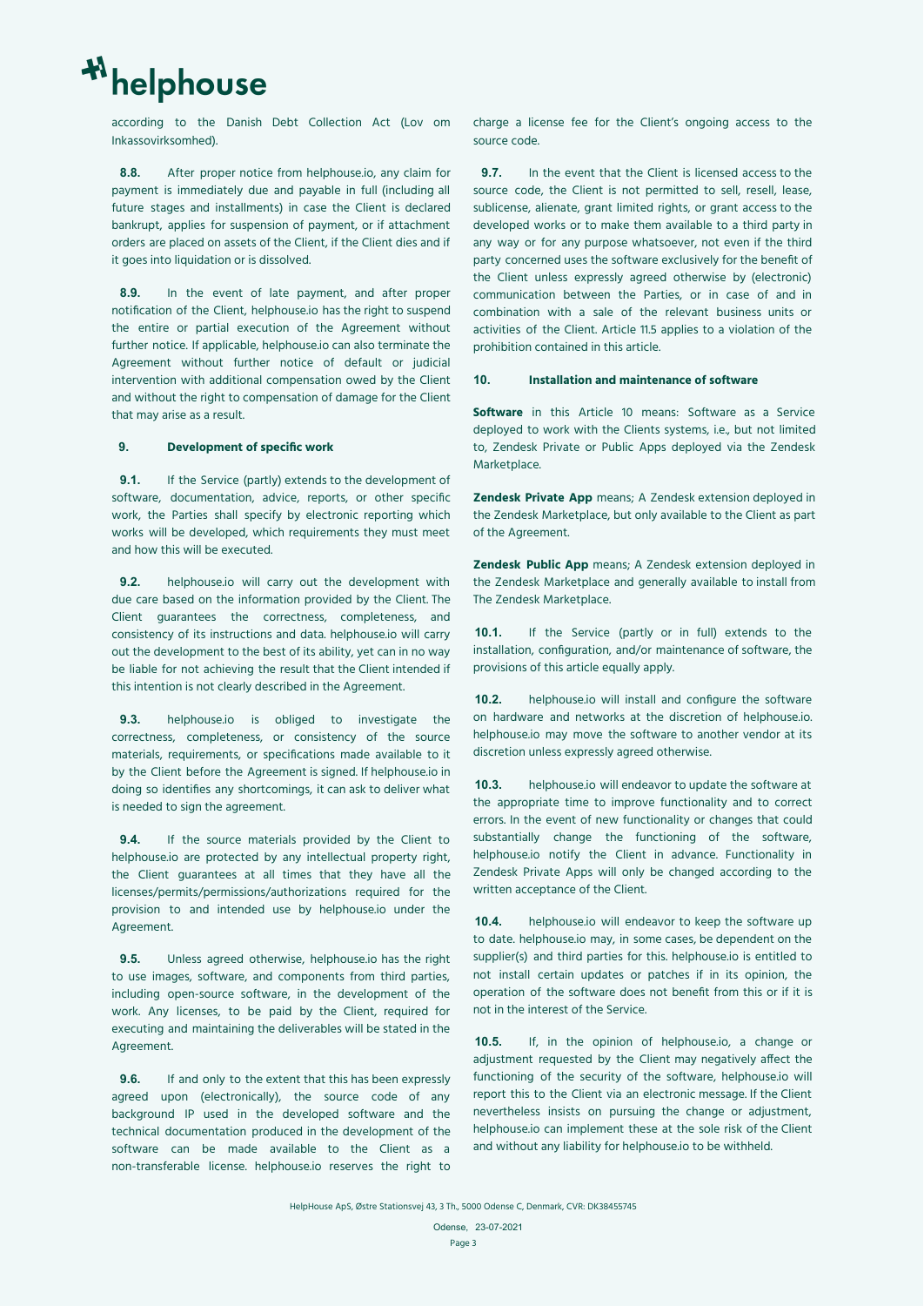according to the Danish Debt Collection Act (Lov om Inkassovirksomhed).

**8.8.** After proper notice from helphouse.io, any claim for payment is immediately due and payable in full (including all future stages and installments) in case the Client is declared bankrupt, applies for suspension of payment, or if attachment orders are placed on assets of the Client, if the Client dies and if it goes into liquidation or is dissolved.

**8.9.** In the event of late payment, and after proper notification of the Client, helphouse.io has the right to suspend the entire or partial execution of the Agreement without further notice. If applicable, helphouse.io can also terminate the Agreement without further notice of default or judicial intervention with additional compensation owed by the Client and without the right to compensation of damage for the Client that may arise as a result.

## 9. Development of specific work

**9.1.** If the Service (partly) extends to the development of software, documentation, advice, reports, or other specific work, the Parties shall specify by electronic reporting which works will be developed, which requirements they must meet and how this will be executed.

**9.2.** helphouse.io will carry out the development with due care based on the information provided by the Client. The Client guarantees the correctness, completeness, and consistency of its instructions and data. helphouse.io will carry out the development to the best of its ability, yet can in no way be liable for not achieving the result that the Client intended if this intention is not clearly described in the Agreement.

**9.3.** helphouse.io is obliged to investigate the correctness, completeness, or consistency of the source materials, requirements, or specifications made available to it by the Client before the Agreement is signed. If helphouse.io in doing so identifies any shortcomings, it can ask to deliver what is needed to sign the agreement.

**9.4.** If the source materials provided by the Client to helphouse.io are protected by any intellectual property right, the Client guarantees at all times that they have all the licenses/permits/permissions/authorizations required for the provision to and intended use by helphouse.io under the Agreement.

**9.5.** Unless agreed otherwise, helphouse.io has the right to use images, software, and components from third parties, including open-source software, in the development of the work. Any licenses, to be paid by the Client, required for executing and maintaining the deliverables will be stated in the Agreement.

**9.6.** If and only to the extent that this has been expressly agreed upon (electronically), the source code of any background IP used in the developed software and the technical documentation produced in the development of the software can be made available to the Client as a non-transferable license. helphouse.io reserves the right to charge a license fee for the Client's ongoing access to the source code.

**9.7.** In the event that the Client is licensed access to the source code, the Client is not permitted to sell, resell, lease, sublicense, alienate, grant limited rights, or grant access to the developed works or to make them available to a third party in any way or for any purpose whatsoever, not even if the third party concerned uses the software exclusively for the benefit of the Client unless expressly agreed otherwise by (electronic) communication between the Parties, or in case of and in combination with a sale of the relevant business units or activities of the Client. Article 11.5 applies to a violation of the prohibition contained in this article.

## 10. Installation and maintenance of software

**Software** in this Article 10 means: Software as a Service deployed to work with the Clients systems, i.e., but not limited to, Zendesk Private or Public Apps deployed via the Zendesk Marketplace.

**Zendesk Private App** means; A Zendesk extension deployed in the Zendesk Marketplace, but only available to the Client as part of the Agreement.

**Zendesk Public App** means; A Zendesk extension deployed in the Zendesk Marketplace and generally available to install from The Zendesk Marketplace.

**10.1.** If the Service (partly or in full) extends to the installation, configuration, and/or maintenance of software, the provisions of this article equally apply.

**10.2.** helphouse.io will install and configure the software on hardware and networks at the discretion of helphouse.io. helphouse.io may move the software to another vendor at its discretion unless expressly agreed otherwise.

**10.3.** helphouse.io will endeavor to update the software at the appropriate time to improve functionality and to correct errors. In the event of new functionality or changes that could substantially change the functioning of the software, helphouse.io notify the Client in advance. Functionality in Zendesk Private Apps will only be changed according to the written acceptance of the Client.

**10.4.** helphouse.io will endeavor to keep the software up to date. helphouse.io may, in some cases, be dependent on the supplier(s) and third parties for this. helphouse.io is entitled to not install certain updates or patches if in its opinion, the operation of the software does not benefit from this or if it is not in the interest of the Service.

**10.5.** If, in the opinion of helphouse.io, a change or adjustment requested by the Client may negatively affect the functioning of the security of the software, helphouse.io will report this to the Client via an electronic message. If the Client nevertheless insists on pursuing the change or adjustment, helphouse.io can implement these at the sole risk of the Client and without any liability for helphouse.io to be withheld.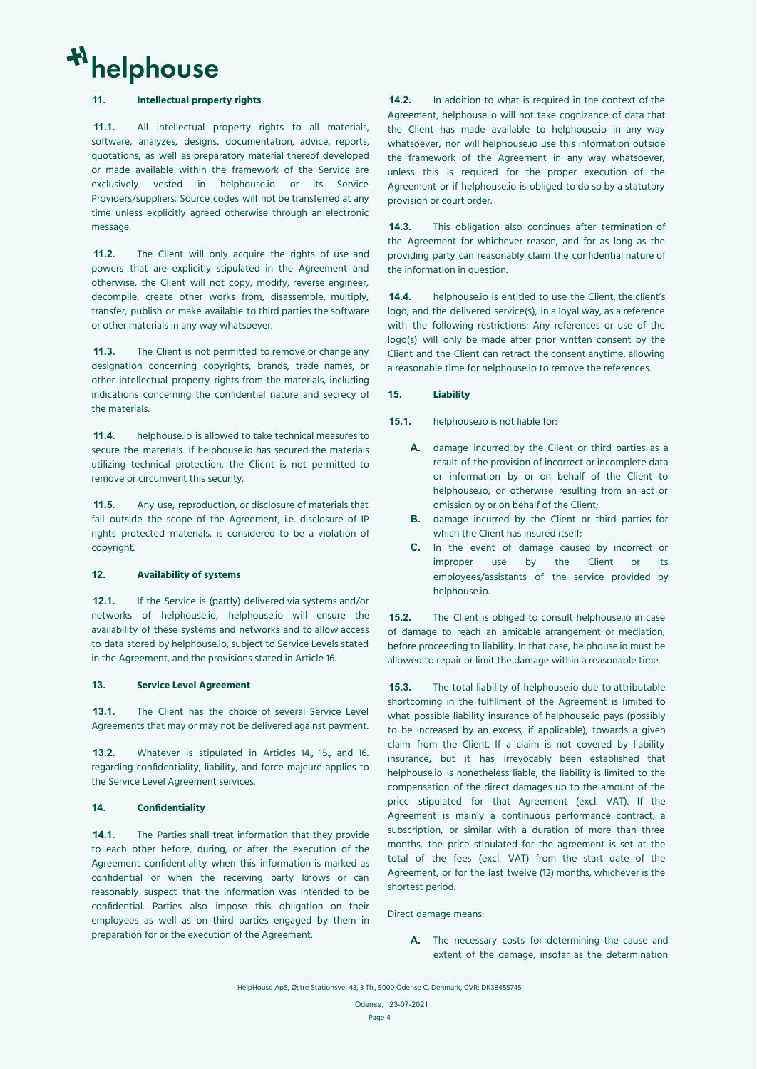## 11. Intellectual property rights

**11.1.** All intellectual property rights to all materials, software, analyzes, designs, documentation, advice, reports, quotations, as well as preparatory material thereof developed or made available within the framework of the Service are exclusively vested in helphouse.io or its Service Providers/suppliers. Source codes will not be transferred at any time unless explicitly agreed otherwise through an electronic message.

**11.2.** The Client will only acquire the rights of use and powers that are explicitly stipulated in the Agreement and otherwise, the Client will not copy, modify, reverse engineer, decompile, create other works from, disassemble, multiply, transfer, publish or make available to third parties the software or other materials in any way whatsoever.

**11.3.** The Client is not permitted to remove or change any designation concerning copyrights, brands, trade names, or other intellectual property rights from the materials, including indications concerning the confidential nature and secrecy of the materials.

**11.4.** helphouse.io is allowed to take technical measures to secure the materials. If helphouse.io has secured the materials utilizing technical protection, the Client is not permitted to remove or circumvent this security.

**11.5.** Any use, reproduction, or disclosure of materials that fall outside the scope of the Agreement, i.e. disclosure of IP rights protected materials, is considered to be a violation of copyright.

## 12. Availability of systems

**12.1.** If the Service is (partly) delivered via systems and/or networks of helphouse.io, helphouse.io will ensure the availability of these systems and networks and to allow access to data stored by helphouse.io, subject to Service Levels stated in the Agreement, and the provisions stated in Article 16.

## 13. Service Level Agreement

**13.1.** The Client has the choice of several Service Level Agreements that may or may not be delivered against payment.

**13.2.** Whatever is stipulated in Articles 14., 15., and 16. regarding confidentiality, liability, and force majeure applies to the Service Level Agreement services.

## 14. Confidentiality

**14.1.** The Parties shall treat information that they provide to each other before, during, or after the execution of the Agreement confidentially when this information is marked as confidential or when the receiving party knows or can reasonably suspect that the information was intended to be confidential. Parties also impose this obligation on their employees as well as on third parties engaged by them in preparation for or the execution of the Agreement.

**14.2.** In addition to what is required in the context of the Agreement, helphouse.io will not take cognizance of data that the Client has made available to helphouse.io in any way whatsoever, nor will helphouse.io use this information outside the framework of the Agreement in any way whatsoever, unless this is required for the proper execution of the Agreement or if helphouse.io is obliged to do so by a statutory provision or court order.

**14.3.** This obligation also continues after termination of the Agreement for whichever reason, and for as long as the providing party can reasonably claim the confidential nature of the information in question.

**14.4.** helphouse.io is entitled to use the Client, the client's logo, and the delivered service(s), in a loyal way, as a reference with the following restrictions: Any references or use of the logo(s) will only be made after prior written consent by the Client and the Client can retract the consent anytime, allowing a reasonable time for helphouse.io to remove the references.

## 15. Liability

**15.1.** helphouse.io is not liable for:

- **A.** damage incurred by the Client or third parties as a result of the provision of incorrect or incomplete data or information by or on behalf of the Client to helphouse.io, or otherwise resulting from an act or omission by or on behalf of the Client;
- **B.** damage incurred by the Client or third parties for which the Client has insured itself;
- **C.** In the event of damage caused by incorrect or improper use by the Client or its employees/assistants of the service provided by helphouse.io.

**15.2.** The Client is obliged to consult helphouse.io in case of damage to reach an amicable arrangement or mediation, before proceeding to liability. In that case, helphouse.io must be allowed to repair or limit the damage within a reasonable time.

**15.3.** The total liability of helphouse.io due to attributable shortcoming in the fulfillment of the Agreement is limited to what possible liability insurance of helphouse.io pays (possibly to be increased by an excess, if applicable), towards a given claim from the Client. If a claim is not covered by liability insurance, but it has irrevocably been established that helphouse.io is nonetheless liable, the liability is limited to the compensation of the direct damages up to the amount of the price stipulated for that Agreement (excl. VAT). If the Agreement is mainly a continuous performance contract, a subscription, or similar with a duration of more than three months, the price stipulated for the agreement is set at the total of the fees (excl. VAT) from the start date of the Agreement, or for the last twelve (12) months, whichever is the shortest period.

Direct damage means:

- **A.** The necessary costs for determining the cause and extent of the damage, insofar as the determination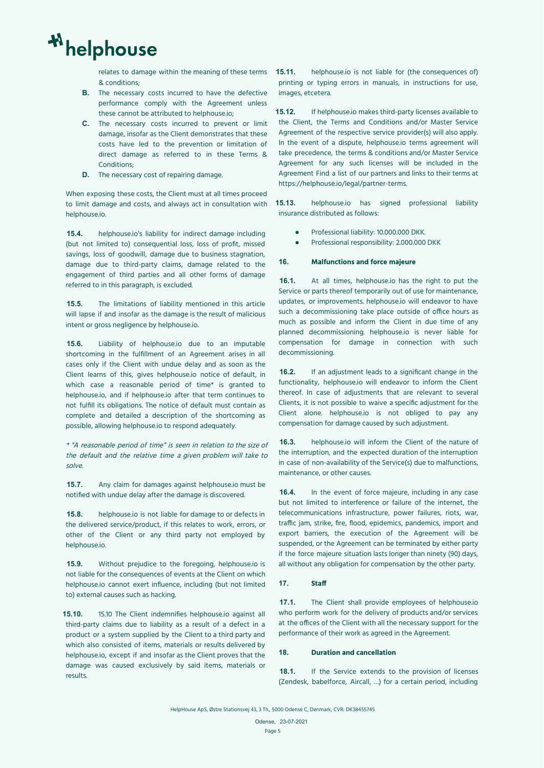relates to damage within the meaning of these terms & conditions;

**B.** The necessary costs incurred to have the defective performance comply with the Agreement unless these cannot be attributed to helphouse.io;

**C.** The necessary costs incurred to prevent or limit damage, insofar as the Client demonstrates that these costs have led to the prevention or limitation of direct damage as referred to in these Terms & Conditions;

**D.** The necessary cost of repairing damage.

When exposing these costs, the Client must at all times proceed to limit damage and costs, and always act in consultation with helphouse.io.

**15.4.** helphouse.io's liability for indirect damage including (but not limited to) consequential loss, loss of profit, missed savings, loss of goodwill, damage due to business stagnation, damage due to third-party claims, damage related to the engagement of third parties and all other forms of damage referred to in this paragraph, is excluded.

**15.5.** The limitations of liability mentioned in this article will lapse if and insofar as the damage is the result of malicious intent or gross negligence by helphouse.io.

**15.6.** Liability of helphouse.io due to an imputable shortcoming in the fulfillment of an Agreement arises in all cases only if the Client with undue delay and as soon as the Client learns of this, gives helphouse.io notice of default, in which case a reasonable period of time* is granted to helphouse.io, and if helphouse.io after that term continues to not fulfill its obligations. The notice of default must contain as complete and detailed a description of the shortcoming as possible, allowing helphouse.io to respond adequately.

*\* "A reasonable period of time" is seen in relation to the size of the default and the relative time a given problem will take to solve.*

**15.7.** Any claim for damages against helphouse.io must be notified with undue delay after the damage is discovered.

**15.8.** helphouse.io is not liable for damage to or defects in the delivered service/product, if this relates to work, errors, or other of the Client or any third party not employed by helphouse.io.

**15.9.** Without prejudice to the foregoing, helphouse.io is not liable for the consequences of events at the Client on which helphouse.io cannot exert influence, including (but not limited to) external causes such as hacking.

**15.10.** 15.10 The Client indemnifies helphouse.io against all third-party claims due to liability as a result of a defect in a product or a system supplied by the Client to a third party and which also consisted of items, materials or results delivered by helphouse.io, except if and insofar as the Client proves that the damage was caused exclusively by said items, materials or results.

**15.11.** helphouse.io is not liable for (the consequences of) printing or typing errors in manuals, in instructions for use, images, etcetera.

**15.12.** If helphouse.io makes third-party licenses available to the Client, the Terms and Conditions and/or Master Service Agreement of the respective service provider(s) will also apply. In the event of a dispute, helphouse.io terms agreement will take precedence, the terms & conditions and/or Master Service Agreement for any such licenses will be included in the Agreement Find a list of our partners and links to their terms at https://helphouse.io/legal/partner-terms.

**15.13.** helphouse.io has signed professional liability insurance distributed as follows:

- Professional liability: 10.000.000 DKK.
- Professional responsibility: 2.000.000 DKK

## 16. Malfunctions and force majeure

**16.1.** At all times, helphouse.io has the right to put the Service or parts thereof temporarily out of use for maintenance, updates, or improvements. helphouse.io will endeavor to have such a decommissioning take place outside of office hours as much as possible and inform the Client in due time of any planned decommissioning. helphouse.io is never liable for compensation for damage in connection with such decommissioning.

**16.2.** If an adjustment leads to a significant change in the functionality, helphouse.io will endeavor to inform the Client thereof. In case of adjustments that are relevant to several Clients, it is not possible to waive a specific adjustment for the Client alone. helphouse.io is not obliged to pay any compensation for damage caused by such adjustment.

**16.3.** helphouse.io will inform the Client of the nature of the interruption, and the expected duration of the interruption in case of non-availability of the Service(s) due to malfunctions, maintenance, or other causes.

**16.4.** In the event of force majeure, including in any case but not limited to interference or failure of the internet, the telecommunications infrastructure, power failures, riots, war, traffic jam, strike, fire, flood, epidemics, pandemics, import and export barriers, the execution of the Agreement will be suspended, or the Agreement can be terminated by either party if the force majeure situation lasts longer than ninety (90) days, all without any obligation for compensation by the other party.

## 17. Staff

**17.1.** The Client shall provide employees of helphouse.io who perform work for the delivery of products and/or services at the offices of the Client with all the necessary support for the performance of their work as agreed in the Agreement.

## 18. Duration and cancellation

**18.1.** If the Service extends to the provision of licenses (Zendesk, babelforce, Aircall, ...) for a certain period, including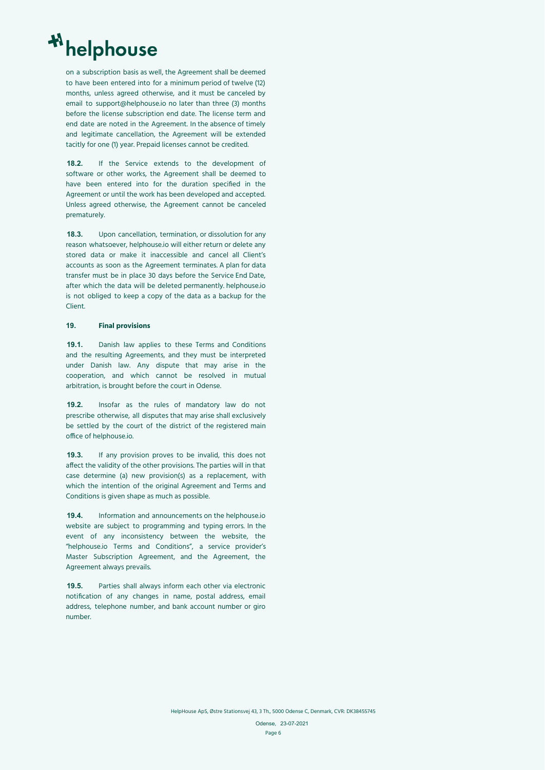on a subscription basis as well, the Agreement shall be deemed to have been entered into for a minimum period of twelve (12) months, unless agreed otherwise, and it must be canceled by email to support@helphouse.io no later than three (3) months before the license subscription end date. The license term and end date are noted in the Agreement. In the absence of timely and legitimate cancellation, the Agreement will be extended tacitly for one (1) year. Prepaid licenses cannot be credited.

**18.2.** If the Service extends to the development of software or other works, the Agreement shall be deemed to have been entered into for the duration specified in the Agreement or until the work has been developed and accepted. Unless agreed otherwise, the Agreement cannot be canceled prematurely.

**18.3.** Upon cancellation, termination, or dissolution for any reason whatsoever, helphouse.io will either return or delete any stored data or make it inaccessible and cancel all Client's accounts as soon as the Agreement terminates. A plan for data transfer must be in place 30 days before the Service End Date, after which the data will be deleted permanently. helphouse.io is not obliged to keep a copy of the data as a backup for the Client.

## 19. Final provisions

**19.1.** Danish law applies to these Terms and Conditions and the resulting Agreements, and they must be interpreted under Danish law. Any dispute that may arise in the cooperation, and which cannot be resolved in mutual arbitration, is brought before the court in Odense.

**19.2.** Insofar as the rules of mandatory law do not prescribe otherwise, all disputes that may arise shall exclusively be settled by the court of the district of the registered main office of helphouse.io.

**19.3.** If any provision proves to be invalid, this does not affect the validity of the other provisions. The parties will in that case determine (a) new provision(s) as a replacement, with which the intention of the original Agreement and Terms and Conditions is given shape as much as possible.

**19.4.** Information and announcements on the helphouse.io website are subject to programming and typing errors. In the event of any inconsistency between the website, the "helphouse.io Terms and Conditions", a service provider's Master Subscription Agreement, and the Agreement, the Agreement always prevails.

**19.5.** Parties shall always inform each other via electronic notification of any changes in name, postal address, email address, telephone number, and bank account number or giro number.

HelpHouse ApS, Østre Stationsvej 43, 3 Th., 5000 Odense C, Denmark, CVR: DK38455745

Odense, 23-07-2021